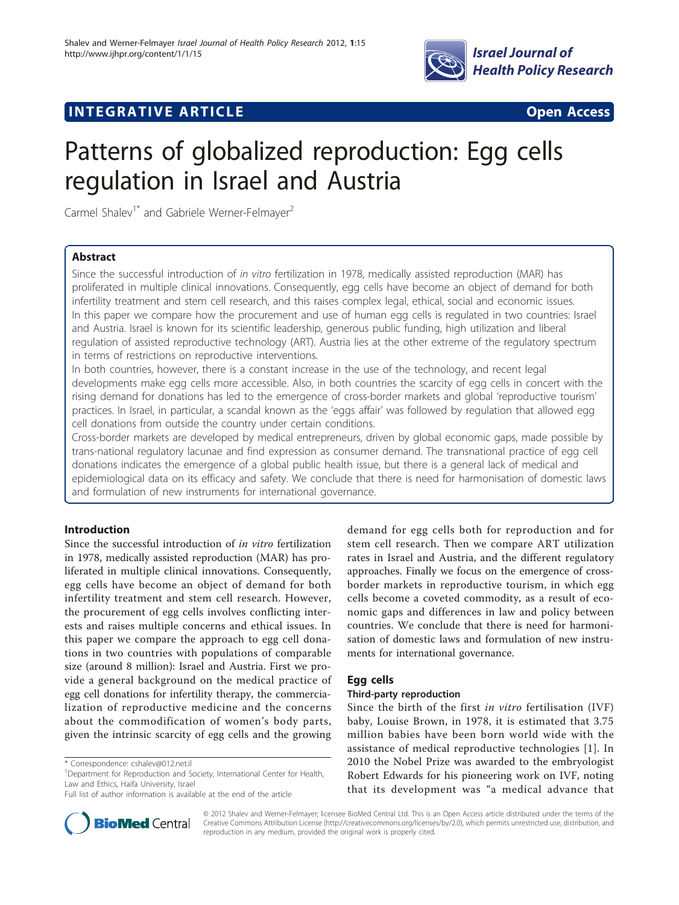INTEGRATIVE ARTICLE Open Access

# Patterns of globalized reproduction: Egg cells regulation in Israel and Austria

Carmel Shalev[1*] and Gabriele Werner-Felmayer[2]

## Abstract

Since the successful introduction of *in vitro* fertilization in 1978, medically assisted reproduction (MAR) has proliferated in multiple clinical innovations. Consequently, egg cells have become an object of demand for both infertility treatment and stem cell research, and this raises complex legal, ethical, social and economic issues. In this paper we compare how the procurement and use of human egg cells is regulated in two countries: Israel and Austria. Israel is known for its scientific leadership, generous public funding, high utilization and liberal regulation of assisted reproductive technology (ART). Austria lies at the other extreme of the regulatory spectrum in terms of restrictions on reproductive interventions.

In both countries, however, there is a constant increase in the use of the technology, and recent legal developments make egg cells more accessible. Also, in both countries the scarcity of egg cells in concert with the rising demand for donations has led to the emergence of cross-border markets and global 'reproductive tourism' practices. In Israel, in particular, a scandal known as the 'eggs affair' was followed by regulation that allowed egg cell donations from outside the country under certain conditions.

Cross-border markets are developed by medical entrepreneurs, driven by global economic gaps, made possible by trans-national regulatory lacunae and find expression as consumer demand. The transnational practice of egg cell donations indicates the emergence of a global public health issue, but there is a general lack of medical and epidemiological data on its efficacy and safety. We conclude that there is need for harmonisation of domestic laws and formulation of new instruments for international governance.

## Introduction

Since the successful introduction of *in vitro* fertilization in 1978, medically assisted reproduction (MAR) has proliferated in multiple clinical innovations. Consequently, egg cells have become an object of demand for both infertility treatment and stem cell research. However, the procurement of egg cells involves conflicting interests and raises multiple concerns and ethical issues. In this paper we compare the approach to egg cell donations in two countries with populations of comparable size (around 8 million): Israel and Austria. First we provide a general background on the medical practice of egg cell donations for infertility therapy, the commercialization of reproductive medicine and the concerns about the commodification of women's body parts, given the intrinsic scarcity of egg cells and the growing demand for egg cells both for reproduction and for stem cell research. Then we compare ART utilization rates in Israel and Austria, and the different regulatory approaches. Finally we focus on the emergence of cross-border markets in reproductive tourism, in which egg cells become a coveted commodity, as a result of economic gaps and differences in law and policy between countries. We conclude that there is need for harmonisation of domestic laws and formulation of new instruments for international governance.

## Egg cells

### Third-party reproduction

Since the birth of the first *in vitro* fertilisation (IVF) baby, Louise Brown, in 1978, it is estimated that 3.75 million babies have been born world wide with the assistance of medical reproductive technologies [1]. In 2010 the Nobel Prize was awarded to the embryologist Robert Edwards for his pioneering work on IVF, noting that its development was "a medical advance that

\* Correspondence: cshalev@012.net.il

[1]Department for Reproduction and Society, International Center for Health, Law and Ethics, Haifa University, Israel

Full list of author information is available at the end of the article

© 2012 Shalev and Werner-Felmayer; licensee BioMed Central Ltd. This is an Open Access article distributed under the terms of the Creative Commons Attribution License (http://creativecommons.org/licenses/by/2.0), which permits unrestricted use, distribution, and reproduction in any medium, provided the original work is properly cited.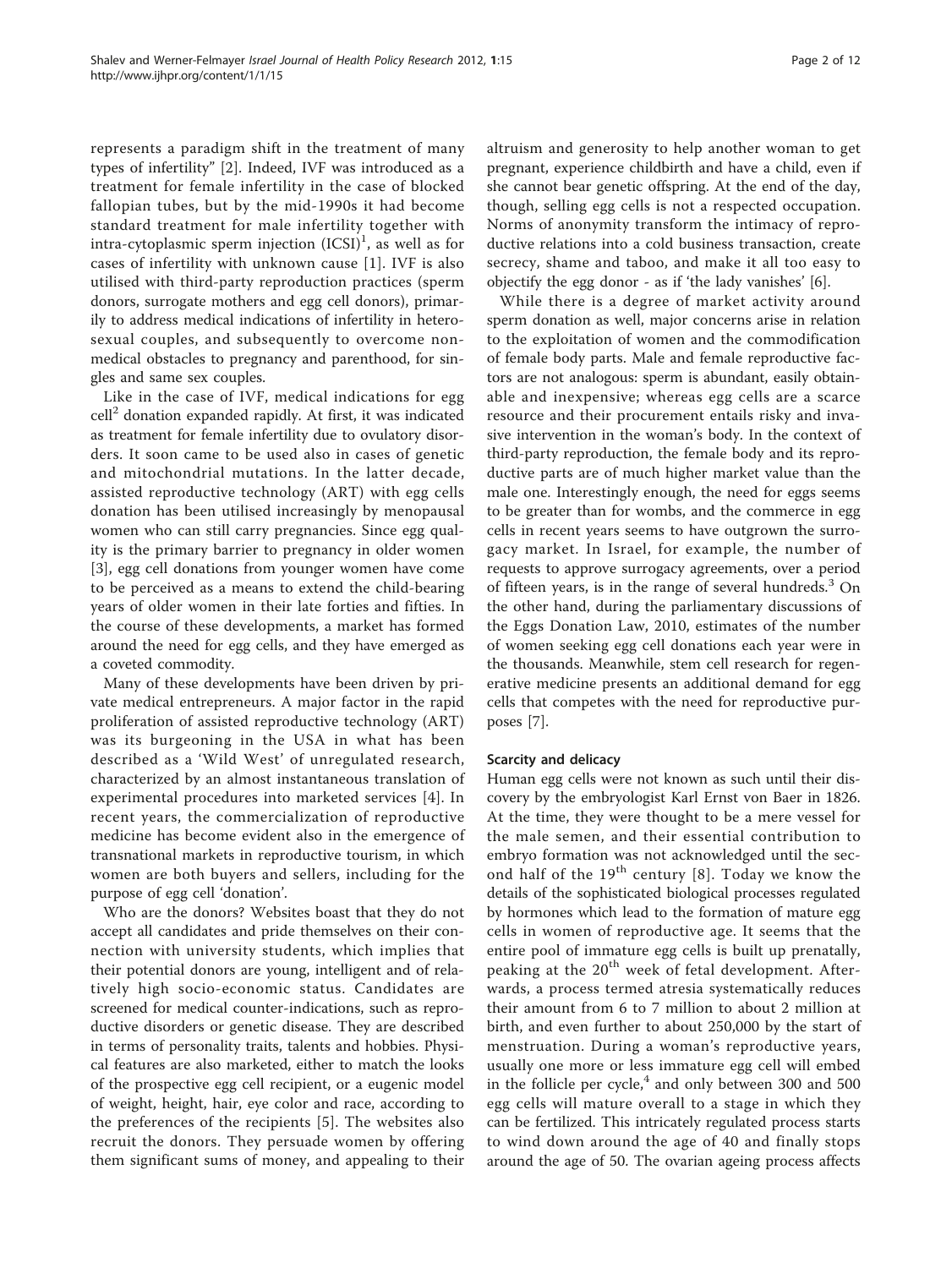represents a paradigm shift in the treatment of many types of infertility" [2]. Indeed, IVF was introduced as a treatment for female infertility in the case of blocked fallopian tubes, but by the mid-1990s it had become standard treatment for male infertility together with intra-cytoplasmic sperm injection (ICSI)[1], as well as for cases of infertility with unknown cause [1]. IVF is also utilised with third-party reproduction practices (sperm donors, surrogate mothers and egg cell donors), primarily to address medical indications of infertility in heterosexual couples, and subsequently to overcome non-medical obstacles to pregnancy and parenthood, for singles and same sex couples.

Like in the case of IVF, medical indications for egg cell[2] donation expanded rapidly. At first, it was indicated as treatment for female infertility due to ovulatory disorders. It soon came to be used also in cases of genetic and mitochondrial mutations. In the latter decade, assisted reproductive technology (ART) with egg cells donation has been utilised increasingly by menopausal women who can still carry pregnancies. Since egg quality is the primary barrier to pregnancy in older women [3], egg cell donations from younger women have come to be perceived as a means to extend the child-bearing years of older women in their late forties and fifties. In the course of these developments, a market has formed around the need for egg cells, and they have emerged as a coveted commodity.

Many of these developments have been driven by private medical entrepreneurs. A major factor in the rapid proliferation of assisted reproductive technology (ART) was its burgeoning in the USA in what has been described as a 'Wild West' of unregulated research, characterized by an almost instantaneous translation of experimental procedures into marketed services [4]. In recent years, the commercialization of reproductive medicine has become evident also in the emergence of transnational markets in reproductive tourism, in which women are both buyers and sellers, including for the purpose of egg cell 'donation'.

Who are the donors? Websites boast that they do not accept all candidates and pride themselves on their connection with university students, which implies that their potential donors are young, intelligent and of relatively high socio-economic status. Candidates are screened for medical counter-indications, such as reproductive disorders or genetic disease. They are described in terms of personality traits, talents and hobbies. Physical features are also marketed, either to match the looks of the prospective egg cell recipient, or a eugenic model of weight, height, hair, eye color and race, according to the preferences of the recipients [5]. The websites also recruit the donors. They persuade women by offering them significant sums of money, and appealing to their altruism and generosity to help another woman to get pregnant, experience childbirth and have a child, even if she cannot bear genetic offspring. At the end of the day, though, selling egg cells is not a respected occupation. Norms of anonymity transform the intimacy of reproductive relations into a cold business transaction, create secrecy, shame and taboo, and make it all too easy to objectify the egg donor - as if 'the lady vanishes' [6].

While there is a degree of market activity around sperm donation as well, major concerns arise in relation to the exploitation of women and the commodification of female body parts. Male and female reproductive factors are not analogous: sperm is abundant, easily obtainable and inexpensive; whereas egg cells are a scarce resource and their procurement entails risky and invasive intervention in the woman's body. In the context of third-party reproduction, the female body and its reproductive parts are of much higher market value than the male one. Interestingly enough, the need for eggs seems to be greater than for wombs, and the commerce in egg cells in recent years seems to have outgrown the surrogacy market. In Israel, for example, the number of requests to approve surrogacy agreements, over a period of fifteen years, is in the range of several hundreds.[3] On the other hand, during the parliamentary discussions of the Eggs Donation Law, 2010, estimates of the number of women seeking egg cell donations each year were in the thousands. Meanwhile, stem cell research for regenerative medicine presents an additional demand for egg cells that competes with the need for reproductive purposes [7].

### Scarcity and delicacy

Human egg cells were not known as such until their discovery by the embryologist Karl Ernst von Baer in 1826. At the time, they were thought to be a mere vessel for the male semen, and their essential contribution to embryo formation was not acknowledged until the second half of the 19th century [8]. Today we know the details of the sophisticated biological processes regulated by hormones which lead to the formation of mature egg cells in women of reproductive age. It seems that the entire pool of immature egg cells is built up prenatally, peaking at the 20th week of fetal development. Afterwards, a process termed atresia systematically reduces their amount from 6 to 7 million to about 2 million at birth, and even further to about 250,000 by the start of menstruation. During a woman's reproductive years, usually one more or less immature egg cell will embed in the follicle per cycle,[4] and only between 300 and 500 egg cells will mature overall to a stage in which they can be fertilized. This intricately regulated process starts to wind down around the age of 40 and finally stops around the age of 50. The ovarian ageing process affects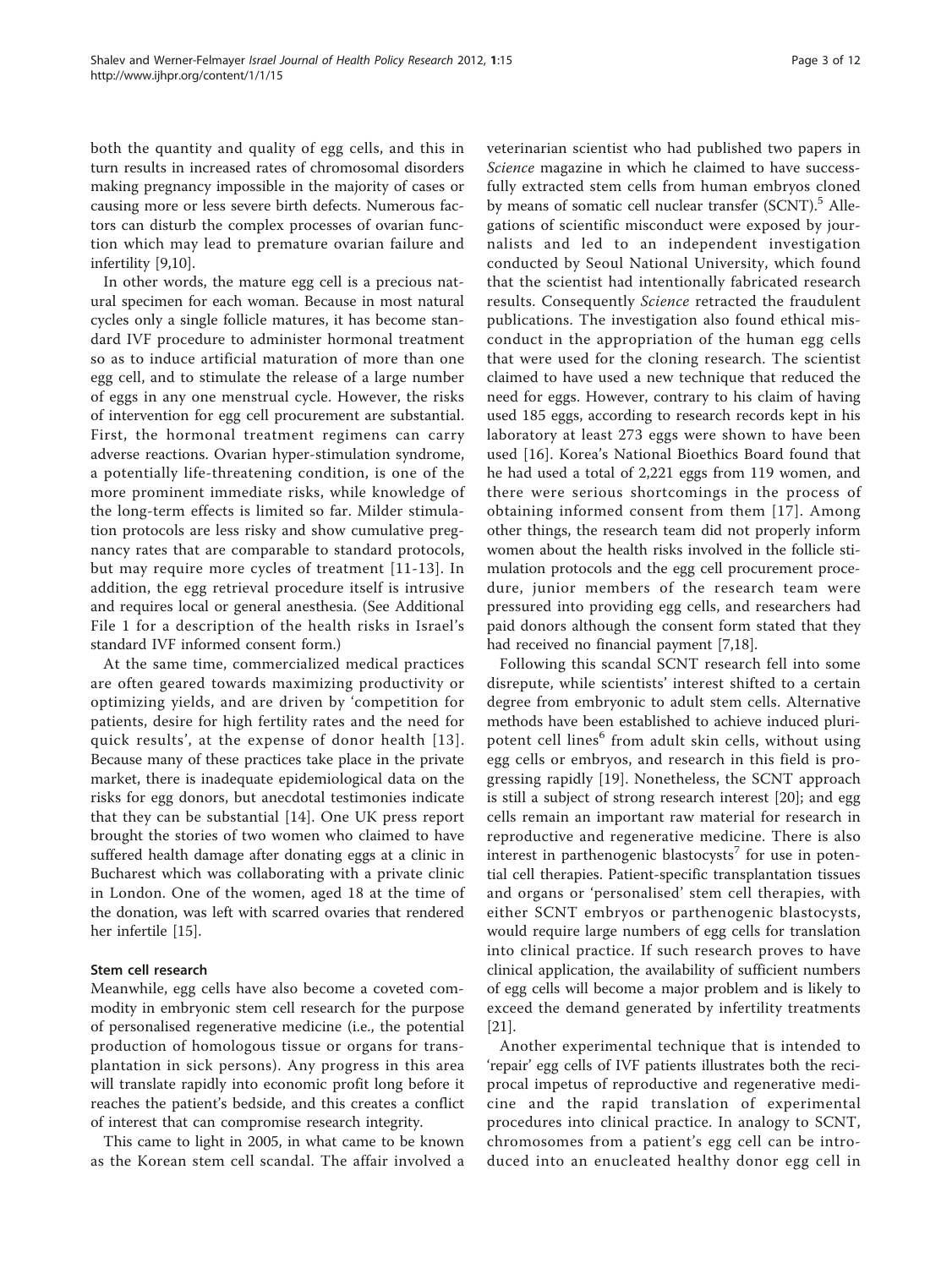both the quantity and quality of egg cells, and this in turn results in increased rates of chromosomal disorders making pregnancy impossible in the majority of cases or causing more or less severe birth defects. Numerous factors can disturb the complex processes of ovarian function which may lead to premature ovarian failure and infertility [9,10].

In other words, the mature egg cell is a precious natural specimen for each woman. Because in most natural cycles only a single follicle matures, it has become standard IVF procedure to administer hormonal treatment so as to induce artificial maturation of more than one egg cell, and to stimulate the release of a large number of eggs in any one menstrual cycle. However, the risks of intervention for egg cell procurement are substantial. First, the hormonal treatment regimens can carry adverse reactions. Ovarian hyper-stimulation syndrome, a potentially life-threatening condition, is one of the more prominent immediate risks, while knowledge of the long-term effects is limited so far. Milder stimulation protocols are less risky and show cumulative pregnancy rates that are comparable to standard protocols, but may require more cycles of treatment [11-13]. In addition, the egg retrieval procedure itself is intrusive and requires local or general anesthesia. (See Additional File 1 for a description of the health risks in Israel's standard IVF informed consent form.)

At the same time, commercialized medical practices are often geared towards maximizing productivity or optimizing yields, and are driven by 'competition for patients, desire for high fertility rates and the need for quick results', at the expense of donor health [13]. Because many of these practices take place in the private market, there is inadequate epidemiological data on the risks for egg donors, but anecdotal testimonies indicate that they can be substantial [14]. One UK press report brought the stories of two women who claimed to have suffered health damage after donating eggs at a clinic in Bucharest which was collaborating with a private clinic in London. One of the women, aged 18 at the time of the donation, was left with scarred ovaries that rendered her infertile [15].

### Stem cell research

Meanwhile, egg cells have also become a coveted commodity in embryonic stem cell research for the purpose of personalised regenerative medicine (i.e., the potential production of homologous tissue or organs for transplantation in sick persons). Any progress in this area will translate rapidly into economic profit long before it reaches the patient's bedside, and this creates a conflict of interest that can compromise research integrity.

This came to light in 2005, in what came to be known as the Korean stem cell scandal. The affair involved a veterinarian scientist who had published two papers in *Science* magazine in which he claimed to have successfully extracted stem cells from human embryos cloned by means of somatic cell nuclear transfer (SCNT).[5] Allegations of scientific misconduct were exposed by journalists and led to an independent investigation conducted by Seoul National University, which found that the scientist had intentionally fabricated research results. Consequently *Science* retracted the fraudulent publications. The investigation also found ethical misconduct in the appropriation of the human egg cells that were used for the cloning research. The scientist claimed to have used a new technique that reduced the need for eggs. However, contrary to his claim of having used 185 eggs, according to research records kept in his laboratory at least 273 eggs were shown to have been used [16]. Korea's National Bioethics Board found that he had used a total of 2,221 eggs from 119 women, and there were serious shortcomings in the process of obtaining informed consent from them [17]. Among other things, the research team did not properly inform women about the health risks involved in the follicle stimulation protocols and the egg cell procurement procedure, junior members of the research team were pressured into providing egg cells, and researchers had paid donors although the consent form stated that they had received no financial payment [7,18].

Following this scandal SCNT research fell into some disrepute, while scientists' interest shifted to a certain degree from embryonic to adult stem cells. Alternative methods have been established to achieve induced pluripotent cell lines[6] from adult skin cells, without using egg cells or embryos, and research in this field is progressing rapidly [19]. Nonetheless, the SCNT approach is still a subject of strong research interest [20]; and egg cells remain an important raw material for research in reproductive and regenerative medicine. There is also interest in parthenogenic blastocysts[7] for use in potential cell therapies. Patient-specific transplantation tissues and organs or 'personalised' stem cell therapies, with either SCNT embryos or parthenogenic blastocysts, would require large numbers of egg cells for translation into clinical practice. If such research proves to have clinical application, the availability of sufficient numbers of egg cells will become a major problem and is likely to exceed the demand generated by infertility treatments [21].

Another experimental technique that is intended to 'repair' egg cells of IVF patients illustrates both the reciprocal impetus of reproductive and regenerative medicine and the rapid translation of experimental procedures into clinical practice. In analogy to SCNT, chromosomes from a patient's egg cell can be introduced into an enucleated healthy donor egg cell in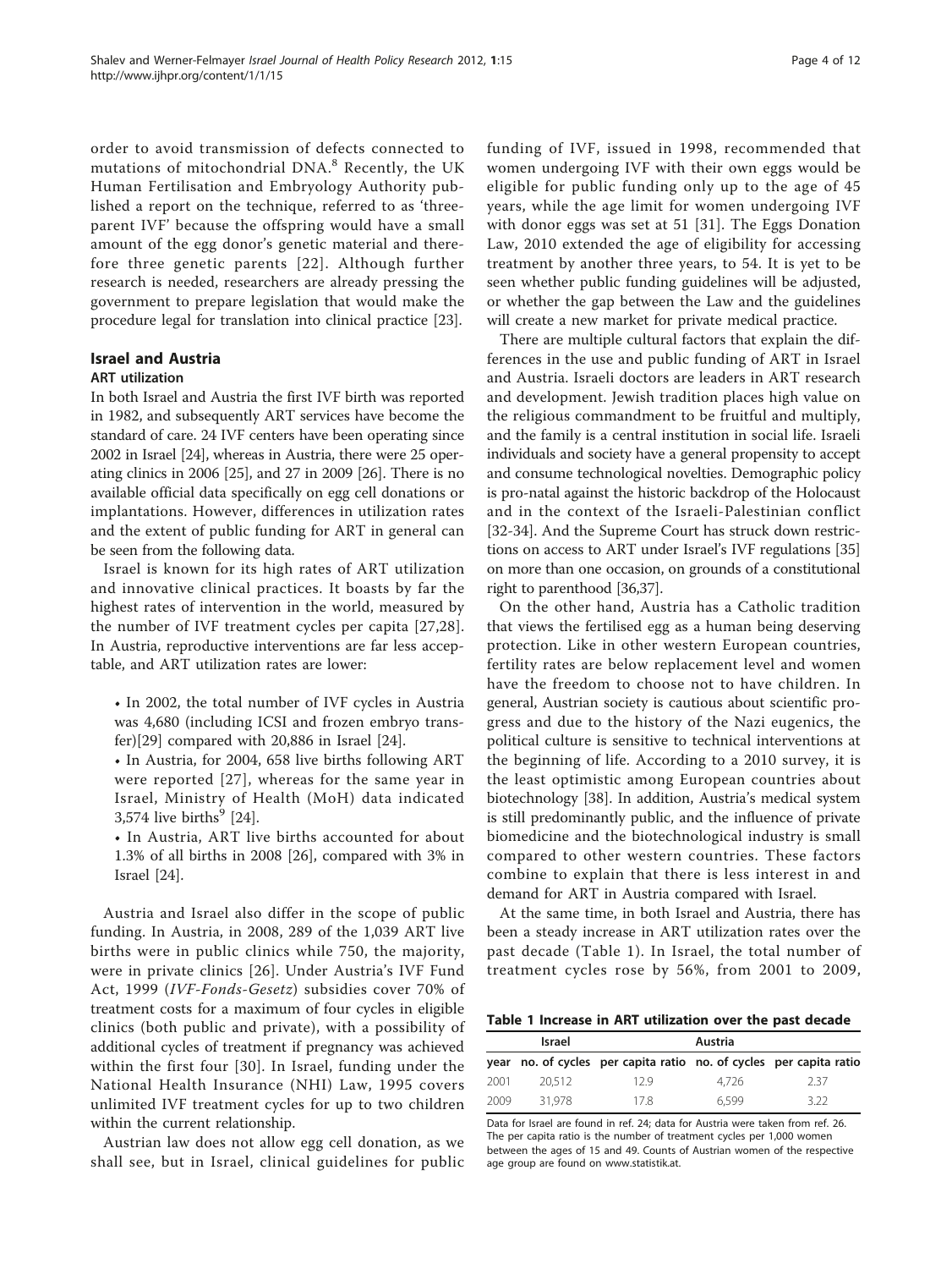order to avoid transmission of defects connected to mutations of mitochondrial DNA.[8] Recently, the UK Human Fertilisation and Embryology Authority published a report on the technique, referred to as 'three-parent IVF' because the offspring would have a small amount of the egg donor's genetic material and therefore three genetic parents [22]. Although further research is needed, researchers are already pressing the government to prepare legislation that would make the procedure legal for translation into clinical practice [23].

## Israel and Austria

### ART utilization

In both Israel and Austria the first IVF birth was reported in 1982, and subsequently ART services have become the standard of care. 24 IVF centers have been operating since 2002 in Israel [24], whereas in Austria, there were 25 operating clinics in 2006 [25], and 27 in 2009 [26]. There is no available official data specifically on egg cell donations or implantations. However, differences in utilization rates and the extent of public funding for ART in general can be seen from the following data.

Israel is known for its high rates of ART utilization and innovative clinical practices. It boasts by far the highest rates of intervention in the world, measured by the number of IVF treatment cycles per capita [27,28]. In Austria, reproductive interventions are far less acceptable, and ART utilization rates are lower:

- In 2002, the total number of IVF cycles in Austria was 4,680 (including ICSI and frozen embryo transfer)[29] compared with 20,886 in Israel [24].
- In Austria, for 2004, 658 live births following ART were reported [27], whereas for the same year in Israel, Ministry of Health (MoH) data indicated 3,574 live births[9] [24].
- In Austria, ART live births accounted for about 1.3% of all births in 2008 [26], compared with 3% in Israel [24].

Austria and Israel also differ in the scope of public funding. In Austria, in 2008, 289 of the 1,039 ART live births were in public clinics while 750, the majority, were in private clinics [26]. Under Austria's IVF Fund Act, 1999 (*IVF-Fonds-Gesetz*) subsidies cover 70% of treatment costs for a maximum of four cycles in eligible clinics (both public and private), with a possibility of additional cycles of treatment if pregnancy was achieved within the first four [30]. In Israel, funding under the National Health Insurance (NHI) Law, 1995 covers unlimited IVF treatment cycles for up to two children within the current relationship.

Austrian law does not allow egg cell donation, as we shall see, but in Israel, clinical guidelines for public funding of IVF, issued in 1998, recommended that women undergoing IVF with their own eggs would be eligible for public funding only up to the age of 45 years, while the age limit for women undergoing IVF with donor eggs was set at 51 [31]. The Eggs Donation Law, 2010 extended the age of eligibility for accessing treatment by another three years, to 54. It is yet to be seen whether public funding guidelines will be adjusted, or whether the gap between the Law and the guidelines will create a new market for private medical practice.

There are multiple cultural factors that explain the differences in the use and public funding of ART in Israel and Austria. Israeli doctors are leaders in ART research and development. Jewish tradition places high value on the religious commandment to be fruitful and multiply, and the family is a central institution in social life. Israeli individuals and society have a general propensity to accept and consume technological novelties. Demographic policy is pro-natal against the historic backdrop of the Holocaust and in the context of the Israeli-Palestinian conflict [32-34]. And the Supreme Court has struck down restrictions on access to ART under Israel's IVF regulations [35] on more than one occasion, on grounds of a constitutional right to parenthood [36,37].

On the other hand, Austria has a Catholic tradition that views the fertilised egg as a human being deserving protection. Like in other western European countries, fertility rates are below replacement level and women have the freedom to choose not to have children. In general, Austrian society is cautious about scientific progress and due to the history of the Nazi eugenics, the political culture is sensitive to technical interventions at the beginning of life. According to a 2010 survey, it is the least optimistic among European countries about biotechnology [38]. In addition, Austria's medical system is still predominantly public, and the influence of private biomedicine and the biotechnological industry is small compared to other western countries. These factors combine to explain that there is less interest in and demand for ART in Austria compared with Israel.

At the same time, in both Israel and Austria, there has been a steady increase in ART utilization rates over the past decade (Table 1). In Israel, the total number of treatment cycles rose by 56%, from 2001 to 2009,

**Table 1 Increase in ART utilization over the past decade**

| | Israel | | Austria | |
|---|---|---|---|---|
| year | no. of cycles | per capita ratio | no. of cycles | per capita ratio |
| 2001 | 20,512 | 12.9 | 4,726 | 2.37 |
| 2009 | 31,978 | 17.8 | 6,599 | 3.22 |

Data for Israel are found in ref. 24; data for Austria were taken from ref. 26. The per capita ratio is the number of treatment cycles per 1,000 women between the ages of 15 and 49. Counts of Austrian women of the respective age group are found on www.statistik.at.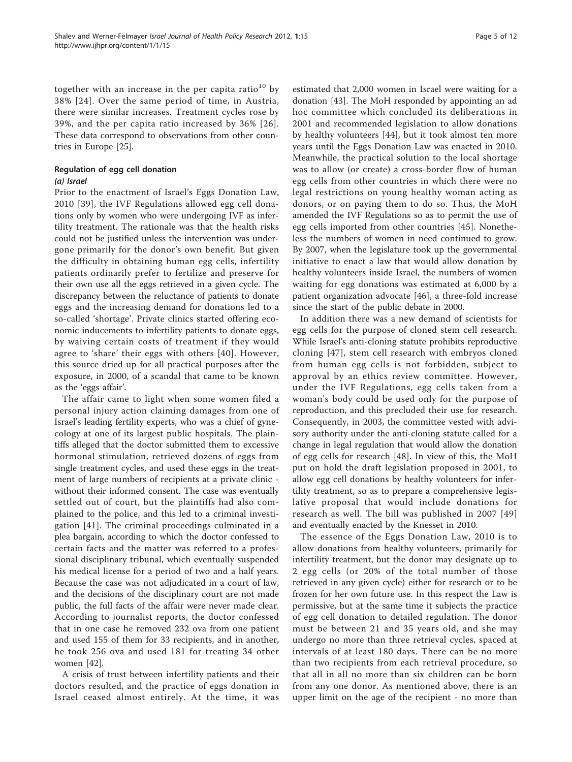together with an increase in the per capita ratio[10] by 38% [24]. Over the same period of time, in Austria, there were similar increases. Treatment cycles rose by 39%, and the per capita ratio increased by 36% [26]. These data correspond to observations from other countries in Europe [25].

## Regulation of egg cell donation

### *(a) Israel*

Prior to the enactment of Israel's Eggs Donation Law, 2010 [39], the IVF Regulations allowed egg cell donations only by women who were undergoing IVF as infertility treatment. The rationale was that the health risks could not be justified unless the intervention was undergone primarily for the donor's own benefit. But given the difficulty in obtaining human egg cells, infertility patients ordinarily prefer to fertilize and preserve for their own use all the eggs retrieved in a given cycle. The discrepancy between the reluctance of patients to donate eggs and the increasing demand for donations led to a so-called 'shortage'. Private clinics started offering economic inducements to infertility patients to donate eggs, by waiving certain costs of treatment if they would agree to 'share' their eggs with others [40]. However, this source dried up for all practical purposes after the exposure, in 2000, of a scandal that came to be known as the 'eggs affair'.

The affair came to light when some women filed a personal injury action claiming damages from one of Israel's leading fertility experts, who was a chief of gynecology at one of its largest public hospitals. The plaintiffs alleged that the doctor submitted them to excessive hormonal stimulation, retrieved dozens of eggs from single treatment cycles, and used these eggs in the treatment of large numbers of recipients at a private clinic - without their informed consent. The case was eventually settled out of court, but the plaintiffs had also complained to the police, and this led to a criminal investigation [41]. The criminal proceedings culminated in a plea bargain, according to which the doctor confessed to certain facts and the matter was referred to a professional disciplinary tribunal, which eventually suspended his medical license for a period of two and a half years. Because the case was not adjudicated in a court of law, and the decisions of the disciplinary court are not made public, the full facts of the affair were never made clear. According to journalist reports, the doctor confessed that in one case he removed 232 ova from one patient and used 155 of them for 33 recipients, and in another, he took 256 ova and used 181 for treating 34 other women [42].

A crisis of trust between infertility patients and their doctors resulted, and the practice of eggs donation in Israel ceased almost entirely. At the time, it was estimated that 2,000 women in Israel were waiting for a donation [43]. The MoH responded by appointing an ad hoc committee which concluded its deliberations in 2001 and recommended legislation to allow donations by healthy volunteers [44], but it took almost ten more years until the Eggs Donation Law was enacted in 2010. Meanwhile, the practical solution to the local shortage was to allow (or create) a cross-border flow of human egg cells from other countries in which there were no legal restrictions on young healthy woman acting as donors, or on paying them to do so. Thus, the MoH amended the IVF Regulations so as to permit the use of egg cells imported from other countries [45]. Nonetheless the numbers of women in need continued to grow. By 2007, when the legislature took up the governmental initiative to enact a law that would allow donation by healthy volunteers inside Israel, the numbers of women waiting for egg donations was estimated at 6,000 by a patient organization advocate [46], a three-fold increase since the start of the public debate in 2000.

In addition there was a new demand of scientists for egg cells for the purpose of cloned stem cell research. While Israel's anti-cloning statute prohibits reproductive cloning [47], stem cell research with embryos cloned from human egg cells is not forbidden, subject to approval by an ethics review committee. However, under the IVF Regulations, egg cells taken from a woman's body could be used only for the purpose of reproduction, and this precluded their use for research. Consequently, in 2003, the committee vested with advisory authority under the anti-cloning statute called for a change in legal regulation that would allow the donation of egg cells for research [48]. In view of this, the MoH put on hold the draft legislation proposed in 2001, to allow egg cell donations by healthy volunteers for infertility treatment, so as to prepare a comprehensive legislative proposal that would include donations for research as well. The bill was published in 2007 [49] and eventually enacted by the Knesset in 2010.

The essence of the Eggs Donation Law, 2010 is to allow donations from healthy volunteers, primarily for infertility treatment, but the donor may designate up to 2 egg cells (or 20% of the total number of those retrieved in any given cycle) either for research or to be frozen for her own future use. In this respect the Law is permissive, but at the same time it subjects the practice of egg cell donation to detailed regulation. The donor must be between 21 and 35 years old, and she may undergo no more than three retrieval cycles, spaced at intervals of at least 180 days. There can be no more than two recipients from each retrieval procedure, so that all in all no more than six children can be born from any one donor. As mentioned above, there is an upper limit on the age of the recipient - no more than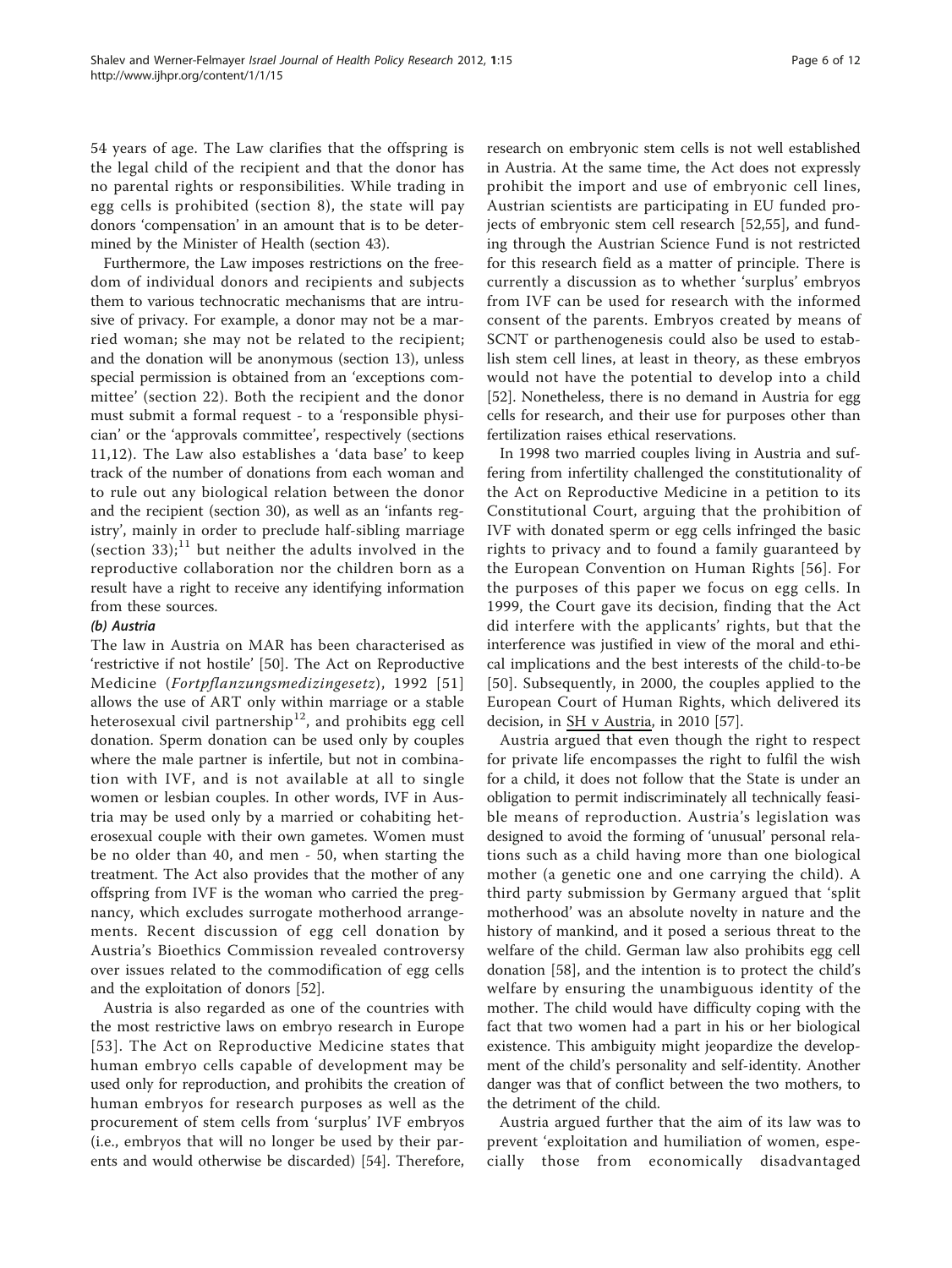54 years of age. The Law clarifies that the offspring is the legal child of the recipient and that the donor has no parental rights or responsibilities. While trading in egg cells is prohibited (section 8), the state will pay donors 'compensation' in an amount that is to be determined by the Minister of Health (section 43).

Furthermore, the Law imposes restrictions on the freedom of individual donors and recipients and subjects them to various technocratic mechanisms that are intrusive of privacy. For example, a donor may not be a married woman; she may not be related to the recipient; and the donation will be anonymous (section 13), unless special permission is obtained from an 'exceptions committee' (section 22). Both the recipient and the donor must submit a formal request - to a 'responsible physician' or the 'approvals committee', respectively (sections 11,12). The Law also establishes a 'data base' to keep track of the number of donations from each woman and to rule out any biological relation between the donor and the recipient (section 30), as well as an 'infants registry', mainly in order to preclude half-sibling marriage (section 33);[11] but neither the adults involved in the reproductive collaboration nor the children born as a result have a right to receive any identifying information from these sources.

#### *(b) Austria*

The law in Austria on MAR has been characterised as 'restrictive if not hostile' [50]. The Act on Reproductive Medicine (*Fortpflanzungsmedizingesetz*), 1992 [51] allows the use of ART only within marriage or a stable heterosexual civil partnership[12], and prohibits egg cell donation. Sperm donation can be used only by couples where the male partner is infertile, but not in combination with IVF, and is not available at all to single women or lesbian couples. In other words, IVF in Austria may be used only by a married or cohabiting heterosexual couple with their own gametes. Women must be no older than 40, and men - 50, when starting the treatment. The Act also provides that the mother of any offspring from IVF is the woman who carried the pregnancy, which excludes surrogate motherhood arrangements. Recent discussion of egg cell donation by Austria's Bioethics Commission revealed controversy over issues related to the commodification of egg cells and the exploitation of donors [52].

Austria is also regarded as one of the countries with the most restrictive laws on embryo research in Europe [53]. The Act on Reproductive Medicine states that human embryo cells capable of development may be used only for reproduction, and prohibits the creation of human embryos for research purposes as well as the procurement of stem cells from 'surplus' IVF embryos (i.e., embryos that will no longer be used by their parents and would otherwise be discarded) [54]. Therefore, research on embryonic stem cells is not well established in Austria. At the same time, the Act does not expressly prohibit the import and use of embryonic cell lines, Austrian scientists are participating in EU funded projects of embryonic stem cell research [52,55], and funding through the Austrian Science Fund is not restricted for this research field as a matter of principle. There is currently a discussion as to whether 'surplus' embryos from IVF can be used for research with the informed consent of the parents. Embryos created by means of SCNT or parthenogenesis could also be used to establish stem cell lines, at least in theory, as these embryos would not have the potential to develop into a child [52]. Nonetheless, there is no demand in Austria for egg cells for research, and their use for purposes other than fertilization raises ethical reservations.

In 1998 two married couples living in Austria and suffering from infertility challenged the constitutionality of the Act on Reproductive Medicine in a petition to its Constitutional Court, arguing that the prohibition of IVF with donated sperm or egg cells infringed the basic rights to privacy and to found a family guaranteed by the European Convention on Human Rights [56]. For the purposes of this paper we focus on egg cells. In 1999, the Court gave its decision, finding that the Act did interfere with the applicants' rights, but that the interference was justified in view of the moral and ethical implications and the best interests of the child-to-be [50]. Subsequently, in 2000, the couples applied to the European Court of Human Rights, which delivered its decision, in SH v Austria, in 2010 [57].

Austria argued that even though the right to respect for private life encompasses the right to fulfil the wish for a child, it does not follow that the State is under an obligation to permit indiscriminately all technically feasible means of reproduction. Austria's legislation was designed to avoid the forming of 'unusual' personal relations such as a child having more than one biological mother (a genetic one and one carrying the child). A third party submission by Germany argued that 'split motherhood' was an absolute novelty in nature and the history of mankind, and it posed a serious threat to the welfare of the child. German law also prohibits egg cell donation [58], and the intention is to protect the child's welfare by ensuring the unambiguous identity of the mother. The child would have difficulty coping with the fact that two women had a part in his or her biological existence. This ambiguity might jeopardize the development of the child's personality and self-identity. Another danger was that of conflict between the two mothers, to the detriment of the child.

Austria argued further that the aim of its law was to prevent 'exploitation and humiliation of women, especially those from economically disadvantaged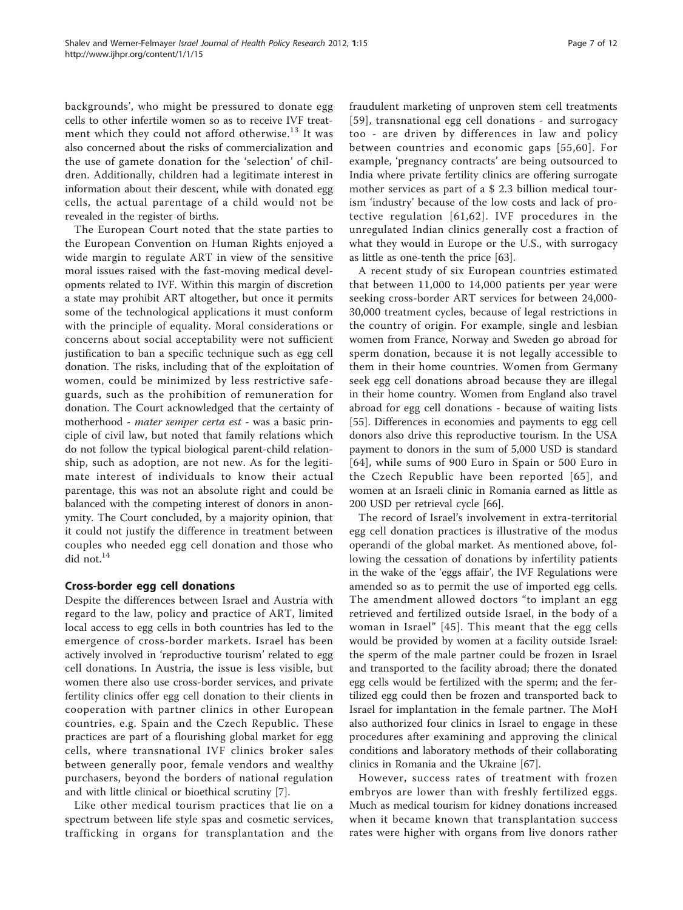backgrounds', who might be pressured to donate egg cells to other infertile women so as to receive IVF treatment which they could not afford otherwise.[13] It was also concerned about the risks of commercialization and the use of gamete donation for the 'selection' of children. Additionally, children had a legitimate interest in information about their descent, while with donated egg cells, the actual parentage of a child would not be revealed in the register of births.

The European Court noted that the state parties to the European Convention on Human Rights enjoyed a wide margin to regulate ART in view of the sensitive moral issues raised with the fast-moving medical developments related to IVF. Within this margin of discretion a state may prohibit ART altogether, but once it permits some of the technological applications it must conform with the principle of equality. Moral considerations or concerns about social acceptability were not sufficient justification to ban a specific technique such as egg cell donation. The risks, including that of the exploitation of women, could be minimized by less restrictive safeguards, such as the prohibition of remuneration for donation. The Court acknowledged that the certainty of motherhood - *mater semper certa est* - was a basic principle of civil law, but noted that family relations which do not follow the typical biological parent-child relationship, such as adoption, are not new. As for the legitimate interest of individuals to know their actual parentage, this was not an absolute right and could be balanced with the competing interest of donors in anonymity. The Court concluded, by a majority opinion, that it could not justify the difference in treatment between couples who needed egg cell donation and those who did not.[14]

## Cross-border egg cell donations

Despite the differences between Israel and Austria with regard to the law, policy and practice of ART, limited local access to egg cells in both countries has led to the emergence of cross-border markets. Israel has been actively involved in 'reproductive tourism' related to egg cell donations. In Austria, the issue is less visible, but women there also use cross-border services, and private fertility clinics offer egg cell donation to their clients in cooperation with partner clinics in other European countries, e.g. Spain and the Czech Republic. These practices are part of a flourishing global market for egg cells, where transnational IVF clinics broker sales between generally poor, female vendors and wealthy purchasers, beyond the borders of national regulation and with little clinical or bioethical scrutiny [7].

Like other medical tourism practices that lie on a spectrum between life style spas and cosmetic services, trafficking in organs for transplantation and the fraudulent marketing of unproven stem cell treatments [59], transnational egg cell donations - and surrogacy too - are driven by differences in law and policy between countries and economic gaps [55,60]. For example, 'pregnancy contracts' are being outsourced to India where private fertility clinics are offering surrogate mother services as part of a $ 2.3 billion medical tourism 'industry' because of the low costs and lack of protective regulation [61,62]. IVF procedures in the unregulated Indian clinics generally cost a fraction of what they would in Europe or the U.S., with surrogacy as little as one-tenth the price [63].

A recent study of six European countries estimated that between 11,000 to 14,000 patients per year were seeking cross-border ART services for between 24,000-30,000 treatment cycles, because of legal restrictions in the country of origin. For example, single and lesbian women from France, Norway and Sweden go abroad for sperm donation, because it is not legally accessible to them in their home countries. Women from Germany seek egg cell donations abroad because they are illegal in their home country. Women from England also travel abroad for egg cell donations - because of waiting lists [55]. Differences in economies and payments to egg cell donors also drive this reproductive tourism. In the USA payment to donors in the sum of 5,000 USD is standard [64], while sums of 900 Euro in Spain or 500 Euro in the Czech Republic have been reported [65], and women at an Israeli clinic in Romania earned as little as 200 USD per retrieval cycle [66].

The record of Israel's involvement in extra-territorial egg cell donation practices is illustrative of the modus operandi of the global market. As mentioned above, following the cessation of donations by infertility patients in the wake of the 'eggs affair', the IVF Regulations were amended so as to permit the use of imported egg cells. The amendment allowed doctors "to implant an egg retrieved and fertilized outside Israel, in the body of a woman in Israel" [45]. This meant that the egg cells would be provided by women at a facility outside Israel: the sperm of the male partner could be frozen in Israel and transported to the facility abroad; there the donated egg cells would be fertilized with the sperm; and the fertilized egg could then be frozen and transported back to Israel for implantation in the female partner. The MoH also authorized four clinics in Israel to engage in these procedures after examining and approving the clinical conditions and laboratory methods of their collaborating clinics in Romania and the Ukraine [67].

However, success rates of treatment with frozen embryos are lower than with freshly fertilized eggs. Much as medical tourism for kidney donations increased when it became known that transplantation success rates were higher with organs from live donors rather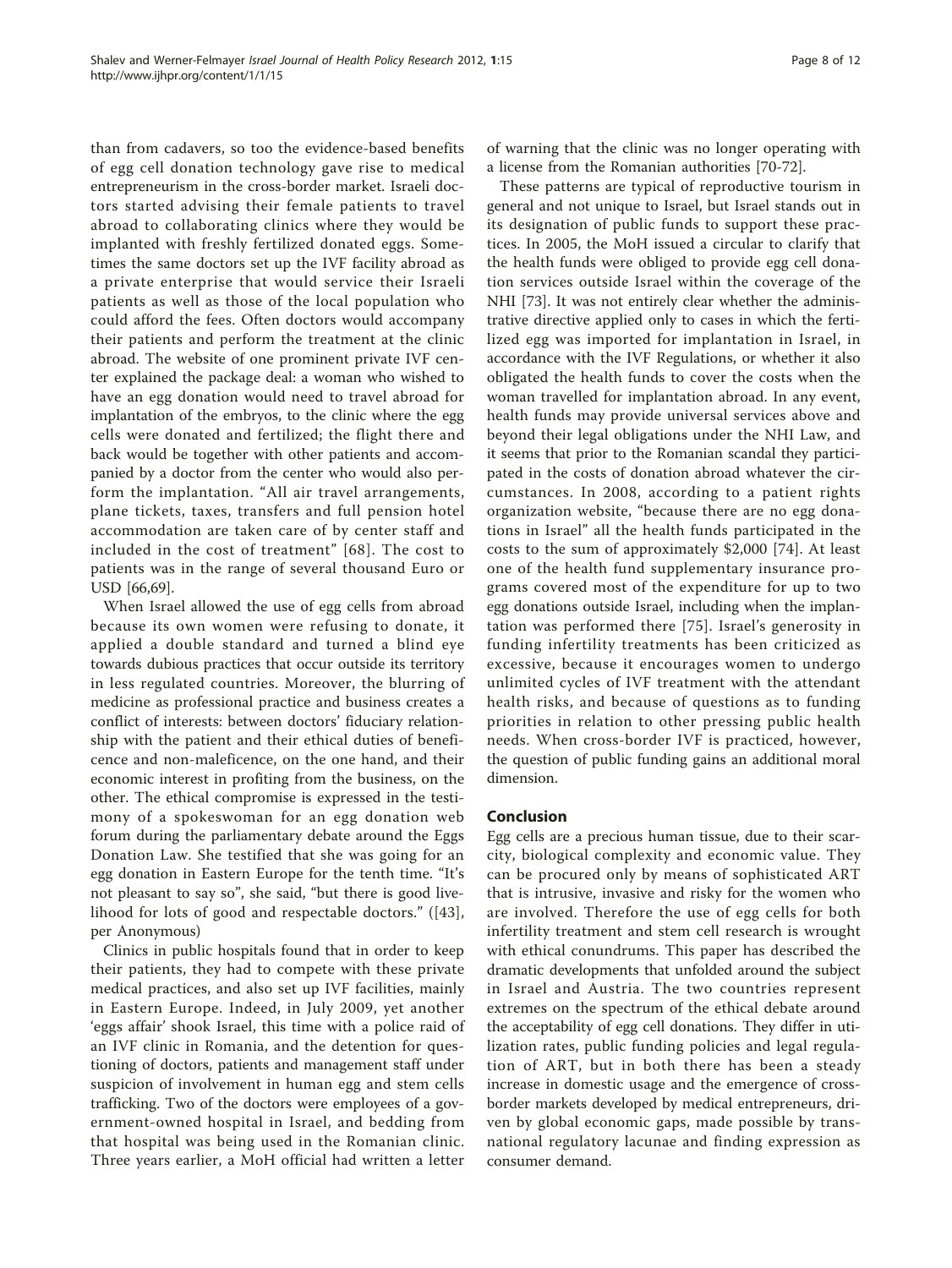than from cadavers, so too the evidence-based benefits of egg cell donation technology gave rise to medical entrepreneurism in the cross-border market. Israeli doctors started advising their female patients to travel abroad to collaborating clinics where they would be implanted with freshly fertilized donated eggs. Sometimes the same doctors set up the IVF facility abroad as a private enterprise that would service their Israeli patients as well as those of the local population who could afford the fees. Often doctors would accompany their patients and perform the treatment at the clinic abroad. The website of one prominent private IVF center explained the package deal: a woman who wished to have an egg donation would need to travel abroad for implantation of the embryos, to the clinic where the egg cells were donated and fertilized; the flight there and back would be together with other patients and accompanied by a doctor from the center who would also perform the implantation. "All air travel arrangements, plane tickets, taxes, transfers and full pension hotel accommodation are taken care of by center staff and included in the cost of treatment" [68]. The cost to patients was in the range of several thousand Euro or USD [66,69].

When Israel allowed the use of egg cells from abroad because its own women were refusing to donate, it applied a double standard and turned a blind eye towards dubious practices that occur outside its territory in less regulated countries. Moreover, the blurring of medicine as professional practice and business creates a conflict of interests: between doctors' fiduciary relationship with the patient and their ethical duties of beneficence and non-maleficence, on the one hand, and their economic interest in profiting from the business, on the other. The ethical compromise is expressed in the testimony of a spokeswoman for an egg donation web forum during the parliamentary debate around the Eggs Donation Law. She testified that she was going for an egg donation in Eastern Europe for the tenth time. "It's not pleasant to say so", she said, "but there is good livelihood for lots of good and respectable doctors." ([43], per Anonymous)

Clinics in public hospitals found that in order to keep their patients, they had to compete with these private medical practices, and also set up IVF facilities, mainly in Eastern Europe. Indeed, in July 2009, yet another 'eggs affair' shook Israel, this time with a police raid of an IVF clinic in Romania, and the detention for questioning of doctors, patients and management staff under suspicion of involvement in human egg and stem cells trafficking. Two of the doctors were employees of a government-owned hospital in Israel, and bedding from that hospital was being used in the Romanian clinic. Three years earlier, a MoH official had written a letter of warning that the clinic was no longer operating with a license from the Romanian authorities [70-72].

These patterns are typical of reproductive tourism in general and not unique to Israel, but Israel stands out in its designation of public funds to support these practices. In 2005, the MoH issued a circular to clarify that the health funds were obliged to provide egg cell donation services outside Israel within the coverage of the NHI [73]. It was not entirely clear whether the administrative directive applied only to cases in which the fertilized egg was imported for implantation in Israel, in accordance with the IVF Regulations, or whether it also obligated the health funds to cover the costs when the woman travelled for implantation abroad. In any event, health funds may provide universal services above and beyond their legal obligations under the NHI Law, and it seems that prior to the Romanian scandal they participated in the costs of donation abroad whatever the circumstances. In 2008, according to a patient rights organization website, "because there are no egg donations in Israel" all the health funds participated in the costs to the sum of approximately $2,000 [74]. At least one of the health fund supplementary insurance programs covered most of the expenditure for up to two egg donations outside Israel, including when the implantation was performed there [75]. Israel's generosity in funding infertility treatments has been criticized as excessive, because it encourages women to undergo unlimited cycles of IVF treatment with the attendant health risks, and because of questions as to funding priorities in relation to other pressing public health needs. When cross-border IVF is practiced, however, the question of public funding gains an additional moral dimension.

## Conclusion

Egg cells are a precious human tissue, due to their scarcity, biological complexity and economic value. They can be procured only by means of sophisticated ART that is intrusive, invasive and risky for the women who are involved. Therefore the use of egg cells for both infertility treatment and stem cell research is wrought with ethical conundrums. This paper has described the dramatic developments that unfolded around the subject in Israel and Austria. The two countries represent extremes on the spectrum of the ethical debate around the acceptability of egg cell donations. They differ in utilization rates, public funding policies and legal regulation of ART, but in both there has been a steady increase in domestic usage and the emergence of cross-border markets developed by medical entrepreneurs, driven by global economic gaps, made possible by transnational regulatory lacunae and finding expression as consumer demand.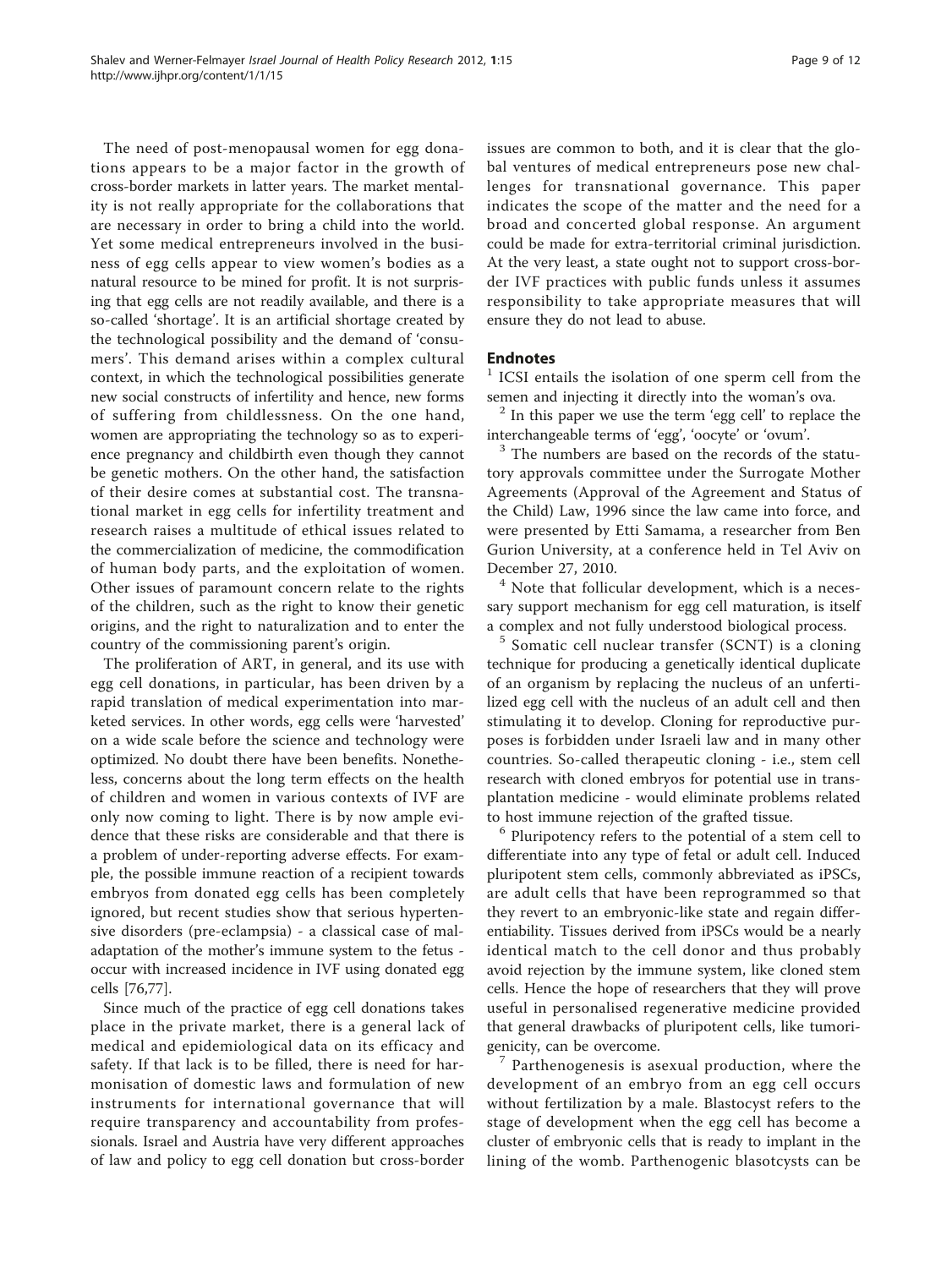The need of post-menopausal women for egg donations appears to be a major factor in the growth of cross-border markets in latter years. The market mentality is not really appropriate for the collaborations that are necessary in order to bring a child into the world. Yet some medical entrepreneurs involved in the business of egg cells appear to view women's bodies as a natural resource to be mined for profit. It is not surprising that egg cells are not readily available, and there is a so-called 'shortage'. It is an artificial shortage created by the technological possibility and the demand of 'consumers'. This demand arises within a complex cultural context, in which the technological possibilities generate new social constructs of infertility and hence, new forms of suffering from childlessness. On the one hand, women are appropriating the technology so as to experience pregnancy and childbirth even though they cannot be genetic mothers. On the other hand, the satisfaction of their desire comes at substantial cost. The transnational market in egg cells for infertility treatment and research raises a multitude of ethical issues related to the commercialization of medicine, the commodification of human body parts, and the exploitation of women. Other issues of paramount concern relate to the rights of the children, such as the right to know their genetic origins, and the right to naturalization and to enter the country of the commissioning parent's origin.

The proliferation of ART, in general, and its use with egg cell donations, in particular, has been driven by a rapid translation of medical experimentation into marketed services. In other words, egg cells were 'harvested' on a wide scale before the science and technology were optimized. No doubt there have been benefits. Nonetheless, concerns about the long term effects on the health of children and women in various contexts of IVF are only now coming to light. There is by now ample evidence that these risks are considerable and that there is a problem of under-reporting adverse effects. For example, the possible immune reaction of a recipient towards embryos from donated egg cells has been completely ignored, but recent studies show that serious hypertensive disorders (pre-eclampsia) - a classical case of maladaptation of the mother's immune system to the fetus - occur with increased incidence in IVF using donated egg cells [76,77].

Since much of the practice of egg cell donations takes place in the private market, there is a general lack of medical and epidemiological data on its efficacy and safety. If that lack is to be filled, there is need for harmonisation of domestic laws and formulation of new instruments for international governance that will require transparency and accountability from professionals. Israel and Austria have very different approaches of law and policy to egg cell donation but cross-border issues are common to both, and it is clear that the global ventures of medical entrepreneurs pose new challenges for transnational governance. This paper indicates the scope of the matter and the need for a broad and concerted global response. An argument could be made for extra-territorial criminal jurisdiction. At the very least, a state ought not to support cross-border IVF practices with public funds unless it assumes responsibility to take appropriate measures that will ensure they do not lead to abuse.

## Endnotes

[1] ICSI entails the isolation of one sperm cell from the semen and injecting it directly into the woman's ova.

[2] In this paper we use the term 'egg cell' to replace the interchangeable terms of 'egg', 'oocyte' or 'ovum'.

[3] The numbers are based on the records of the statutory approvals committee under the Surrogate Mother Agreements (Approval of the Agreement and Status of the Child) Law, 1996 since the law came into force, and were presented by Etti Samama, a researcher from Ben Gurion University, at a conference held in Tel Aviv on December 27, 2010.

[4] Note that follicular development, which is a necessary support mechanism for egg cell maturation, is itself a complex and not fully understood biological process.

[5] Somatic cell nuclear transfer (SCNT) is a cloning technique for producing a genetically identical duplicate of an organism by replacing the nucleus of an unfertilized egg cell with the nucleus of an adult cell and then stimulating it to develop. Cloning for reproductive purposes is forbidden under Israeli law and in many other countries. So-called therapeutic cloning - i.e., stem cell research with cloned embryos for potential use in transplantation medicine - would eliminate problems related to host immune rejection of the grafted tissue.

[6] Pluripotency refers to the potential of a stem cell to differentiate into any type of fetal or adult cell. Induced pluripotent stem cells, commonly abbreviated as iPSCs, are adult cells that have been reprogrammed so that they revert to an embryonic-like state and regain differentiability. Tissues derived from iPSCs would be a nearly identical match to the cell donor and thus probably avoid rejection by the immune system, like cloned stem cells. Hence the hope of researchers that they will prove useful in personalised regenerative medicine provided that general drawbacks of pluripotent cells, like tumorigenicity, can be overcome.

[7] Parthenogenesis is asexual production, where the development of an embryo from an egg cell occurs without fertilization by a male. Blastocyst refers to the stage of development when the egg cell has become a cluster of embryonic cells that is ready to implant in the lining of the womb. Parthenogenic blasotcysts can be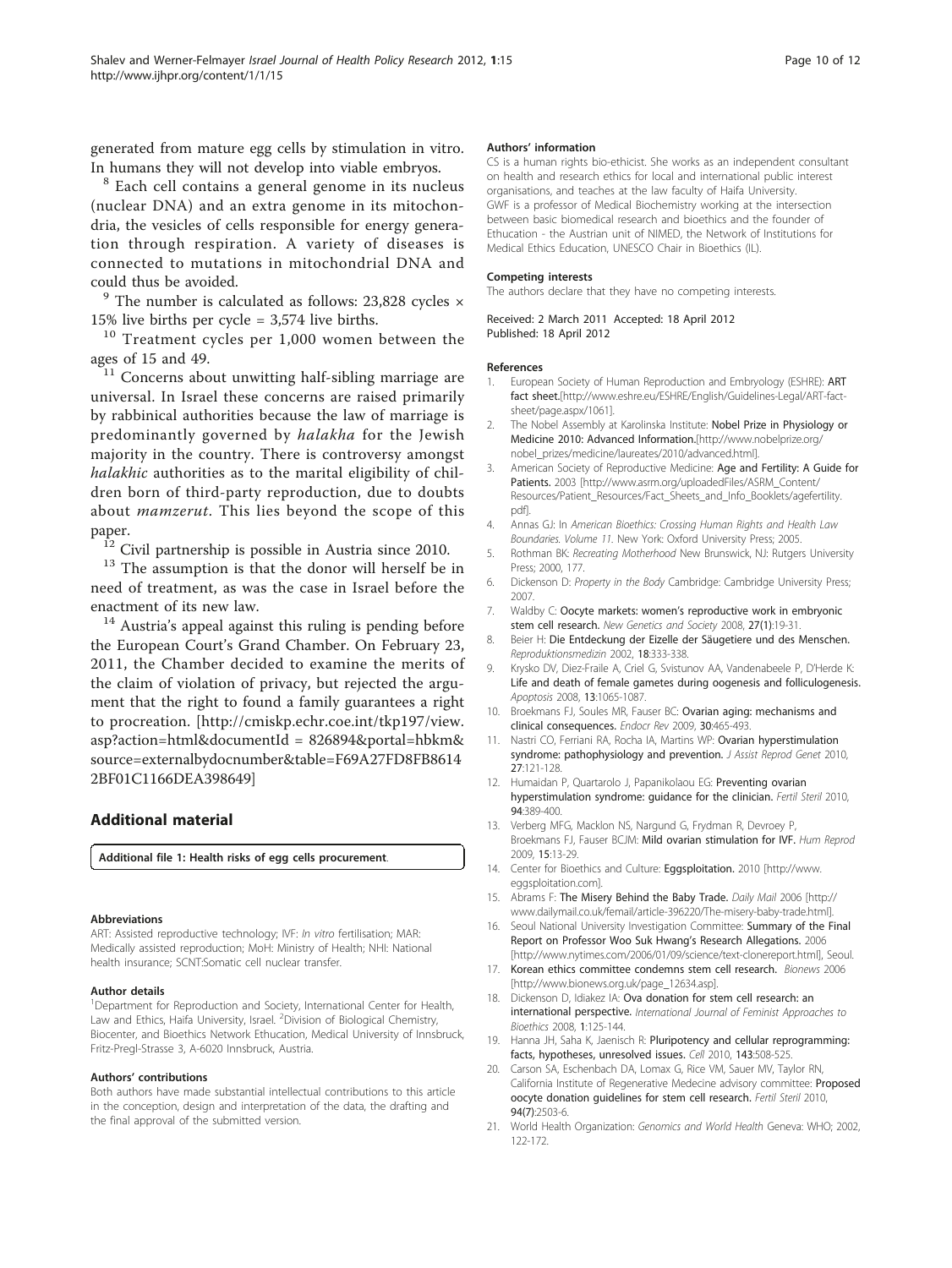generated from mature egg cells by stimulation in vitro. In humans they will not develop into viable embryos.

[8] Each cell contains a general genome in its nucleus (nuclear DNA) and an extra genome in its mitochondria, the vesicles of cells responsible for energy generation through respiration. A variety of diseases is connected to mutations in mitochondrial DNA and could thus be avoided.

[9] The number is calculated as follows: 23,828 cycles × 15% live births per cycle = 3,574 live births.

[10] Treatment cycles per 1,000 women between the ages of 15 and 49.

[11] Concerns about unwitting half-sibling marriage are universal. In Israel these concerns are raised primarily by rabbinical authorities because the law of marriage is predominantly governed by *halakha* for the Jewish majority in the country. There is controversy amongst *halakhic* authorities as to the marital eligibility of children born of third-party reproduction, due to doubts about *mamzerut*. This lies beyond the scope of this paper.

[12] Civil partnership is possible in Austria since 2010.

[13] The assumption is that the donor will herself be in need of treatment, as was the case in Israel before the enactment of its new law.

[14] Austria's appeal against this ruling is pending before the European Court's Grand Chamber. On February 23, 2011, the Chamber decided to examine the merits of the claim of violation of privacy, but rejected the argument that the right to found a family guarantees a right to procreation. [http://cmiskp.echr.coe.int/tkp197/view.asp?action=html&documentId = 826894&portal=hbkm&source=externalbydocnumber&table=F69A27FD8FB86142BF01C1166DEA398649]

## Additional material

**Additional file 1: Health risks of egg cells procurement.**

#### Abbreviations

ART: Assisted reproductive technology; IVF: *In vitro* fertilisation; MAR: Medically assisted reproduction; MoH: Ministry of Health; NHI: National health insurance; SCNT:Somatic cell nuclear transfer.

#### Author details

[1]Department for Reproduction and Society, International Center for Health, Law and Ethics, Haifa University, Israel. [2]Division of Biological Chemistry, Biocenter, and Bioethics Network Ethucation, Medical University of Innsbruck, Fritz-Pregl-Strasse 3, A-6020 Innsbruck, Austria.

#### Authors' contributions

Both authors have made substantial intellectual contributions to this article in the conception, design and interpretation of the data, the drafting and the final approval of the submitted version.

#### Authors' information

CS is a human rights bio-ethicist. She works as an independent consultant on health and research ethics for local and international public interest organisations, and teaches at the law faculty of Haifa University. GWF is a professor of Medical Biochemistry working at the intersection between basic biomedical research and bioethics and the founder of Ethucation - the Austrian unit of NIMED, the Network of Institutions for Medical Ethics Education, UNESCO Chair in Bioethics (IL).

#### Competing interests

The authors declare that they have no competing interests.

Received: 2 March 2011 Accepted: 18 April 2012
Published: 18 April 2012

#### References

1. European Society of Human Reproduction and Embryology (ESHRE): **ART fact sheet.**[http://www.eshre.eu/ESHRE/English/Guidelines-Legal/ART-fact-sheet/page.aspx/1061].
2. The Nobel Assembly at Karolinska Institute: **Nobel Prize in Physiology or Medicine 2010: Advanced Information.**[http://www.nobelprize.org/nobel_prizes/medicine/laureates/2010/advanced.html].
3. American Society of Reproductive Medicine: **Age and Fertility: A Guide for Patients.** 2003 [http://www.asrm.org/uploadedFiles/ASRM_Content/Resources/Patient_Resources/Fact_Sheets_and_Info_Booklets/agefertility.pdf].
4. Annas GJ: In *American Bioethics: Crossing Human Rights and Health Law Boundaries. Volume 11.* New York: Oxford University Press; 2005.
5. Rothman BK: *Recreating Motherhood* New Brunswick, NJ: Rutgers University Press; 2000, 177.
6. Dickenson D: *Property in the Body* Cambridge: Cambridge University Press; 2007.
7. Waldby C: **Oocyte markets: women's reproductive work in embryonic stem cell research.** *New Genetics and Society* 2008, **27(1)**:19-31.
8. Beier H: **Die Entdeckung der Eizelle der Säugetiere und des Menschen.** *Reproduktionsmedizin* 2002, **18**:333-338.
9. Krysko DV, Diez-Fraile A, Criel G, Svistunov AA, Vandenabeele P, D'Herde K: **Life and death of female gametes during oogenesis and folliculogenesis.** *Apoptosis* 2008, **13**:1065-1087.
10. Broekmans FJ, Soules MR, Fauser BC: **Ovarian aging: mechanisms and clinical consequences.** *Endocr Rev* 2009, **30**:465-493.
11. Nastri CO, Ferriani RA, Rocha IA, Martins WP: **Ovarian hyperstimulation syndrome: pathophysiology and prevention.** *J Assist Reprod Genet* 2010, **27**:121-128.
12. Humaidan P, Quartarolo J, Papanikolaou EG: **Preventing ovarian hyperstimulation syndrome: guidance for the clinician.** *Fertil Steril* 2010, **94**:389-400.
13. Verberg MFG, Macklon NS, Nargund G, Frydman R, Devroey P, Broekmans FJ, Fauser BCJM: **Mild ovarian stimulation for IVF.** *Hum Reprod* 2009, **15**:13-29.
14. Center for Bioethics and Culture: **Eggsploitation.** 2010 [http://www.eggsploitation.com].
15. Abrams F: **The Misery Behind the Baby Trade.** *Daily Mail* 2006 [http://www.dailymail.co.uk/femail/article-396220/The-misery-baby-trade.html].
16. Seoul National University Investigation Committee: **Summary of the Final Report on Professor Woo Suk Hwang's Research Allegations.** 2006 [http://www.nytimes.com/2006/01/09/science/text-clonereport.html], Seoul.
17. **Korean ethics committee condemns stem cell research.** *Bionews* 2006 [http://www.bionews.org.uk/page_12634.asp].
18. Dickenson D, Idiakez IA: **Ova donation for stem cell research: an international perspective.** *International Journal of Feminist Approaches to Bioethics* 2008, **1**:125-144.
19. Hanna JH, Saha K, Jaenisch R: **Pluripotency and cellular reprogramming: facts, hypotheses, unresolved issues.** *Cell* 2010, **143**:508-525.
20. Carson SA, Eschenbach DA, Lomax G, Rice VM, Sauer MV, Taylor RN, California Institute of Regenerative Medecine advisory committee: **Proposed oocyte donation guidelines for stem cell research.** *Fertil Steril* 2010, **94(7)**:2503-6.
21. World Health Organization: *Genomics and World Health* Geneva: WHO; 2002, 122-172.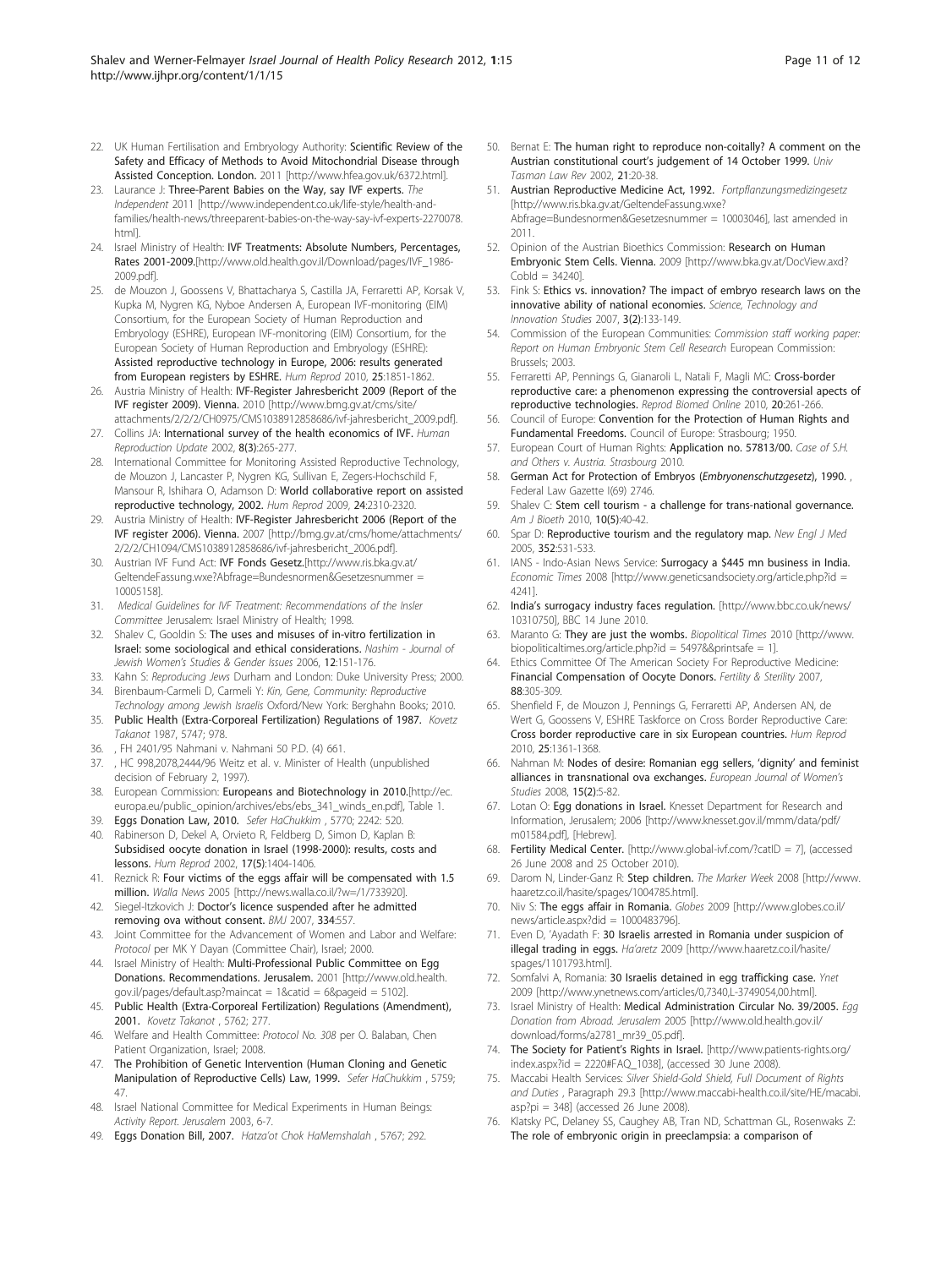22. UK Human Fertilisation and Embryology Authority: **Scientific Review of the Safety and Efficacy of Methods to Avoid Mitochondrial Disease through Assisted Conception. London.** 2011 [http://www.hfea.gov.uk/6372.html].
23. Laurance J: **Three-Parent Babies on the Way, say IVF experts.** *The Independent* 2011 [http://www.independent.co.uk/life-style/health-and-families/health-news/threeparent-babies-on-the-way-say-ivf-experts-2270078.html].
24. Israel Ministry of Health: **IVF Treatments: Absolute Numbers, Percentages, Rates 2001-2009.**[http://www.old.health.gov.il/Download/pages/IVF_1986-2009.pdf].
25. de Mouzon J, Goossens V, Bhattacharya S, Castilla JA, Ferraretti AP, Korsak V, Kupka M, Nygren KG, Nyboe Andersen A, European IVF-monitoring (EIM) Consortium, for the European Society of Human Reproduction and Embryology (ESHRE), European IVF-monitoring (EIM) Consortium, for the European Society of Human Reproduction and Embryology (ESHRE): **Assisted reproductive technology in Europe, 2006: results generated from European registers by ESHRE.** *Hum Reprod* 2010, **25**:1851-1862.
26. Austria Ministry of Health: **IVF-Register Jahresbericht 2009 (Report of the IVF register 2009). Vienna.** 2010 [http://www.bmg.gv.at/cms/site/attachments/2/2/2/CH0975/CMS1038912858686/ivf-jahresbericht_2009.pdf].
27. Collins JA: **International survey of the health economics of IVF.** *Human Reproduction Update* 2002, **8(3)**:265-277.
28. International Committee for Monitoring Assisted Reproductive Technology, de Mouzon J, Lancaster P, Nygren KG, Sullivan E, Zegers-Hochschild F, Mansour R, Ishihara O, Adamson D: **World collaborative report on assisted reproductive technology, 2002.** *Hum Reprod* 2009, **24**:2310-2320.
29. Austria Ministry of Health: **IVF-Register Jahresbericht 2006 (Report of the IVF register 2006). Vienna.** 2007 [http://bmg.gv.at/cms/home/attachments/2/2/2/CH1094/CMS1038912858686/ivf-jahresbericht_2006.pdf].
30. Austrian IVF Fund Act: **IVF Fonds Gesetz.**[http://www.ris.bka.gv.at/GeltendeFassung.wxe?Abfrage=Bundesnormen&Gesetzesnummer = 10005158].
31. *Medical Guidelines for IVF Treatment: Recommendations of the Insler Committee* Jerusalem: Israel Ministry of Health; 1998.
32. Shalev C, Gooldin S: **The uses and misuses of in-vitro fertilization in Israel: some sociological and ethical considerations.** *Nashim - Journal of Jewish Women's Studies & Gender Issues* 2006, **12**:151-176.
33. Kahn S: *Reproducing Jews* Durham and London: Duke University Press; 2000.
34. Birenbaum-Carmeli D, Carmeli Y: *Kin, Gene, Community: Reproductive Technology among Jewish Israelis* Oxford/New York: Berghahn Books; 2010.
35. **Public Health (Extra-Corporeal Fertilization) Regulations of 1987.** *Kovetz Takanot* 1987, 5747; 978.
36. , FH 2401/95 Nahmani v. Nahmani 50 P.D. (4) 661.
37. , HC 998,2078,2444/96 Weitz et al. v. Minister of Health (unpublished decision of February 2, 1997).
38. European Commission: **Europeans and Biotechnology in 2010.**[http://ec.europa.eu/public_opinion/archives/ebs/ebs_341_winds_en.pdf], Table 1.
39. **Eggs Donation Law, 2010.** *Sefer HaChukkim* , 5770; 2242: 520.
40. Rabinerson D, Dekel A, Orvieto R, Feldberg D, Simon D, Kaplan B: **Subsidised oocyte donation in Israel (1998-2000): results, costs and lessons.** *Hum Reprod* 2002, **17(5)**:1404-1406.
41. Reznick R: **Four victims of the eggs affair will be compensated with 1.5 million.** *Walla News* 2005 [http://news.walla.co.il/?w=/1/733920].
42. Siegel-Itzkovich J: **Doctor's licence suspended after he admitted removing ova without consent.** *BMJ* 2007, **334**:557.
43. Joint Committee for the Advancement of Women and Labor and Welfare: *Protocol* per MK Y Dayan (Committee Chair), Israel; 2000.
44. Israel Ministry of Health: **Multi-Professional Public Committee on Egg Donations. Recommendations. Jerusalem.** 2001 [http://www.old.health.gov.il/pages/default.asp?maincat = 1&catid = 6&pageid = 5102].
45. **Public Health (Extra-Corporeal Fertilization) Regulations (Amendment), 2001.** *Kovetz Takanot* , 5762; 277.
46. Welfare and Health Committee: *Protocol No. 308* per O. Balaban, Chen Patient Organization, Israel; 2008.
47. **The Prohibition of Genetic Intervention (Human Cloning and Genetic Manipulation of Reproductive Cells) Law, 1999.** *Sefer HaChukkim* , 5759; 47.
48. Israel National Committee for Medical Experiments in Human Beings: *Activity Report. Jerusalem* 2003, 6-7.
49. **Eggs Donation Bill, 2007.** *Hatza'ot Chok HaMemshalah* , 5767; 292.
50. Bernat E: **The human right to reproduce non-coitally? A comment on the Austrian constitutional court's judgement of 14 October 1999.** *Univ Tasman Law Rev* 2002, **21**:20-38.
51. **Austrian Reproductive Medicine Act, 1992.** *Fortpflanzungsmedizingesetz* [http://www.ris.bka.gv.at/GeltendeFassung.wxe?Abfrage=Bundesnormen&Gesetzesnummer = 10003046], last amended in 2011.
52. Opinion of the Austrian Bioethics Commission: **Research on Human Embryonic Stem Cells. Vienna.** 2009 [http://www.bka.gv.at/DocView.axd?CobId = 34240].
53. Fink S: **Ethics vs. innovation? The impact of embryo research laws on the innovative ability of national economies.** *Science, Technology and Innovation Studies* 2007, **3(2)**:133-149.
54. Commission of the European Communities: *Commission staff working paper: Report on Human Embryonic Stem Cell Research* European Commission: Brussels; 2003.
55. Ferraretti AP, Pennings G, Gianaroli L, Natali F, Magli MC: **Cross-border reproductive care: a phenomenon expressing the controversial apects of reproductive technologies.** *Reprod Biomed Online* 2010, **20**:261-266.
56. Council of Europe: **Convention for the Protection of Human Rights and Fundamental Freedoms.** Council of Europe: Strasbourg; 1950.
57. European Court of Human Rights: **Application no. 57813/00.** *Case of S.H. and Others v. Austria. Strasbourg* 2010.
58. **German Act for Protection of Embryos (*Embryonenschutzgesetz*), 1990.** , Federal Law Gazette I(69) 2746.
59. Shalev C: **Stem cell tourism - a challenge for trans-national governance.** *Am J Bioeth* 2010, **10(5)**:40-42.
60. Spar D: **Reproductive tourism and the regulatory map.** *New Engl J Med* 2005, **352**:531-533.
61. IANS - Indo-Asian News Service: **Surrogacy a $445 mn business in India.** *Economic Times* 2008 [http://www.geneticsandsociety.org/article.php?id = 4241].
62. **India's surrogacy industry faces regulation.** [http://www.bbc.co.uk/news/10310750], BBC 14 June 2010.
63. Maranto G: **They are just the wombs.** *Biopolitical Times* 2010 [http://www.biopoliticaltimes.org/article.php?id = 5497&&printsafe = 1].
64. Ethics Committee Of The American Society For Reproductive Medicine: **Financial Compensation of Oocyte Donors.** *Fertility & Sterility* 2007, **88**:305-309.
65. Shenfield F, de Mouzon J, Pennings G, Ferraretti AP, Andersen AN, de Wert G, Goossens V, ESHRE Taskforce on Cross Border Reproductive Care: **Cross border reproductive care in six European countries.** *Hum Reprod* 2010, **25**:1361-1368.
66. Nahman M: **Nodes of desire: Romanian egg sellers, 'dignity' and feminist alliances in transnational ova exchanges.** *European Journal of Women's Studies* 2008, **15(2)**:5-82.
67. Lotan O: **Egg donations in Israel.** Knesset Department for Research and Information, Jerusalem; 2006 [http://www.knesset.gov.il/mmm/data/pdf/m01584.pdf], [Hebrew].
68. **Fertility Medical Center.** [http://www.global-ivf.com/?catID = 7], (accessed 26 June 2008 and 25 October 2010).
69. Darom N, Linder-Ganz R: **Step children.** *The Marker Week* 2008 [http://www.haaretz.co.il/hasite/spages/1004785.html].
70. Niv S: **The eggs affair in Romania.** *Globes* 2009 [http://www.globes.co.il/news/article.aspx?did = 1000483796].
71. Even D, 'Ayadath F: **30 Israelis arrested in Romania under suspicion of illegal trading in eggs.** *Ha'aretz* 2009 [http://www.haaretz.co.il/hasite/spages/1101793.html].
72. Somfalvi A, Romania: **30 Israelis detained in egg trafficking case.** *Ynet* 2009 [http://www.ynetnews.com/articles/0,7340,L-3749054,00.html].
73. Israel Ministry of Health: **Medical Administration Circular No. 39/2005.** *Egg Donation from Abroad. Jerusalem* 2005 [http://www.old.health.gov.il/download/forms/a2781_mr39_05.pdf].
74. **The Society for Patient's Rights in Israel.** [http://www.patients-rights.org/index.aspx?id = 2220#FAQ_1038], (accessed 30 June 2008).
75. Maccabi Health Services: *Silver Shield-Gold Shield, Full Document of Rights and Duties* , Paragraph 29.3 [http://www.maccabi-health.co.il/site/HE/macabi.asp?pi = 348] (accessed 26 June 2008).
76. Klatsky PC, Delaney SS, Caughey AB, Tran ND, Schattman GL, Rosenwaks Z: **The role of embryonic origin in preeclampsia: a comparison of**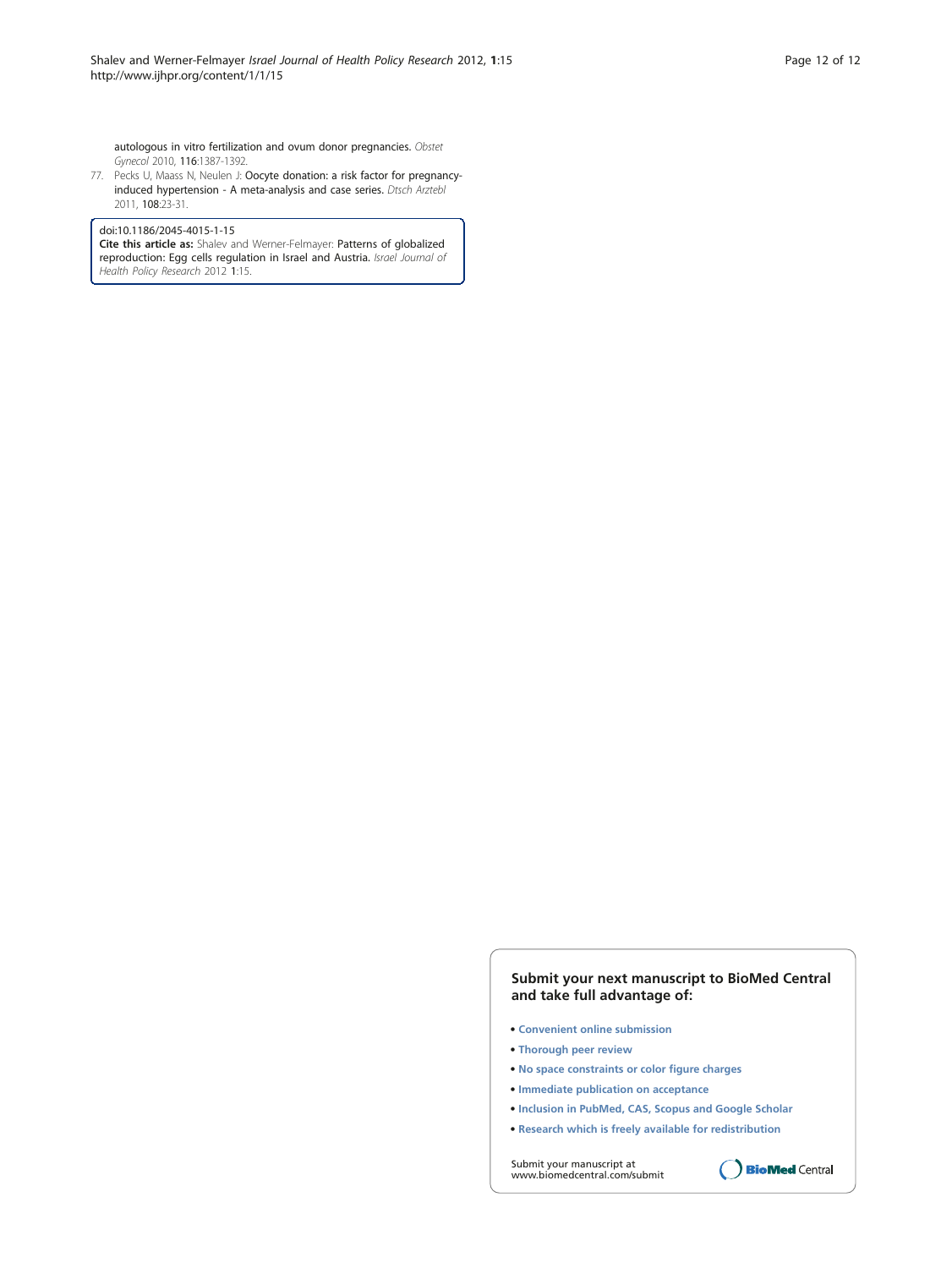autologous in vitro fertilization and ovum donor pregnancies. *Obstet Gynecol* 2010, **116**:1387-1392.

77. Pecks U, Maass N, Neulen J: **Oocyte donation: a risk factor for pregnancy-induced hypertension - A meta-analysis and case series.** *Dtsch Arztebl* 2011, **108**:23-31.

doi:10.1186/2045-4015-1-15
**Cite this article as:** Shalev and Werner-Felmayer: **Patterns of globalized reproduction: Egg cells regulation in Israel and Austria.** *Israel Journal of Health Policy Research* 2012 **1**:15.

**Submit your next manuscript to BioMed Central and take full advantage of:**

- **Convenient online submission**
- **Thorough peer review**
- **No space constraints or color figure charges**
- **Immediate publication on acceptance**
- **Inclusion in PubMed, CAS, Scopus and Google Scholar**
- **Research which is freely available for redistribution**

Submit your manuscript at
www.biomedcentral.com/submit

BioMed Central